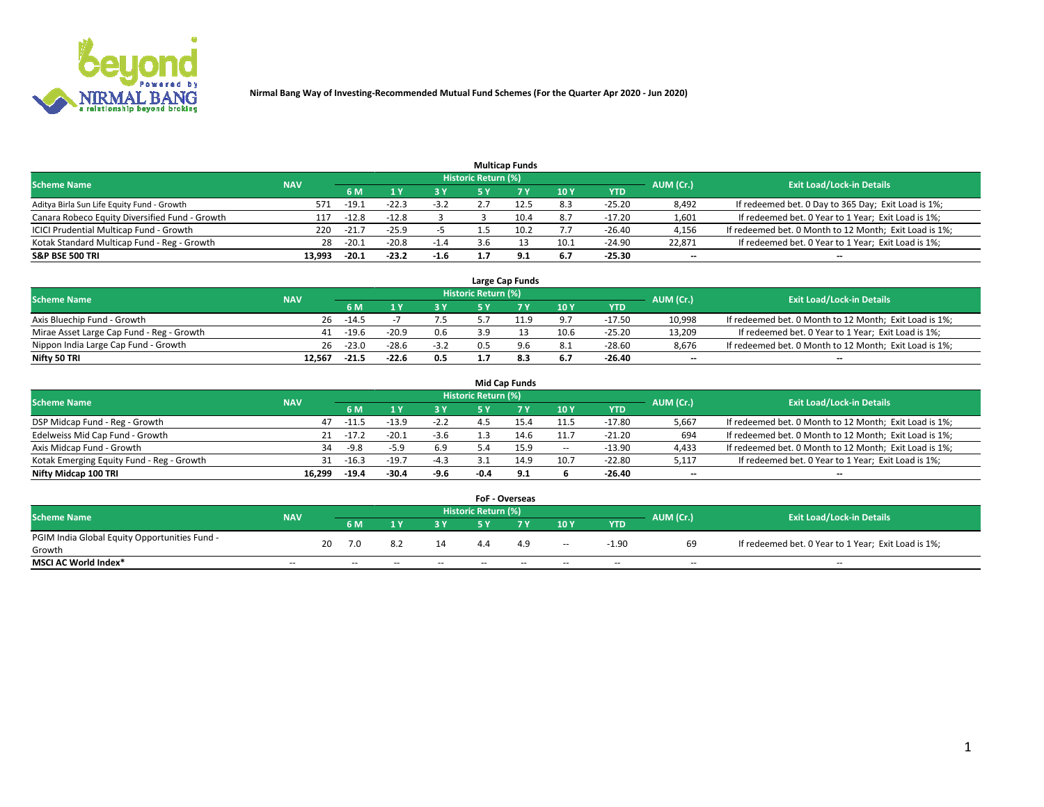**Nirmal Bang Way of Investing-Recommended Mutual Fund Schemes (For the Quarter Apr 2020 - Jun 2020)**

## Multicap Funds

| Scheme Name | NAV | Historic Return (%) | | | | | | | AUM (Cr.) | Exit Load/Lock-in Details |
|---|---|---|---|---|---|---|---|---|---|---|
| | | 6 M | 1 Y | 3 Y | 5 Y | 7 Y | 10 Y | YTD | | |
| Aditya Birla Sun Life Equity Fund - Growth | 571 | -19.1 | -22.3 | -3.2 | 2.7 | 12.5 | 8.3 | -25.20 | 8,492 | If redeemed bet. 0 Day to 365 Day; Exit Load is 1%; |
| Canara Robeco Equity Diversified Fund - Growth | 117 | -12.8 | -12.8 | 3 | 3 | 10.4 | 8.7 | -17.20 | 1,601 | If redeemed bet. 0 Year to 1 Year; Exit Load is 1%; |
| ICICI Prudential Multicap Fund - Growth | 220 | -21.7 | -25.9 | -5 | 1.5 | 10.2 | 7.7 | -26.40 | 4,156 | If redeemed bet. 0 Month to 12 Month; Exit Load is 1%; |
| Kotak Standard Multicap Fund - Reg - Growth | 28 | -20.1 | -20.8 | -1.4 | 3.6 | 13 | 10.1 | -24.90 | 22,871 | If redeemed bet. 0 Year to 1 Year; Exit Load is 1%; |
| **S&P BSE 500 TRI** | **13,993** | **-20.1** | **-23.2** | **-1.6** | **1.7** | **9.1** | **6.7** | **-25.30** | **--** | **--** |

## Large Cap Funds

| Scheme Name | NAV | Historic Return (%) | | | | | | | AUM (Cr.) | Exit Load/Lock-in Details |
|---|---|---|---|---|---|---|---|---|---|---|
| | | 6 M | 1 Y | 3 Y | 5 Y | 7 Y | 10 Y | YTD | | |
| Axis Bluechip Fund - Growth | 26 | -14.5 | -7 | 7.5 | 5.7 | 11.9 | 9.7 | -17.50 | 10,998 | If redeemed bet. 0 Month to 12 Month; Exit Load is 1%; |
| Mirae Asset Large Cap Fund - Reg - Growth | 41 | -19.6 | -20.9 | 0.6 | 3.9 | 13 | 10.6 | -25.20 | 13,209 | If redeemed bet. 0 Year to 1 Year; Exit Load is 1%; |
| Nippon India Large Cap Fund - Growth | 26 | -23.0 | -28.6 | -3.2 | 0.5 | 9.6 | 8.1 | -28.60 | 8,676 | If redeemed bet. 0 Month to 12 Month; Exit Load is 1%; |
| **Nifty 50 TRI** | **12,567** | **-21.5** | **-22.6** | **0.5** | **1.7** | **8.3** | **6.7** | **-26.40** | **--** | **--** |

## Mid Cap Funds

| Scheme Name | NAV | Historic Return (%) | | | | | | | AUM (Cr.) | Exit Load/Lock-in Details |
|---|---|---|---|---|---|---|---|---|---|---|
| | | 6 M | 1 Y | 3 Y | 5 Y | 7 Y | 10 Y | YTD | | |
| DSP Midcap Fund - Reg - Growth | 47 | -11.5 | -13.9 | -2.2 | 4.5 | 15.4 | 11.5 | -17.80 | 5,667 | If redeemed bet. 0 Month to 12 Month; Exit Load is 1%; |
| Edelweiss Mid Cap Fund - Growth | 21 | -17.2 | -20.1 | -3.6 | 1.3 | 14.6 | 11.7 | -21.20 | 694 | If redeemed bet. 0 Month to 12 Month; Exit Load is 1%; |
| Axis Midcap Fund - Growth | 34 | -9.8 | -5.9 | 6.9 | 5.4 | 15.9 | -- | -13.90 | 4,433 | If redeemed bet. 0 Month to 12 Month; Exit Load is 1%; |
| Kotak Emerging Equity Fund - Reg - Growth | 31 | -16.3 | -19.7 | -4.3 | 3.1 | 14.9 | 10.7 | -22.80 | 5,117 | If redeemed bet. 0 Year to 1 Year; Exit Load is 1%; |
| **Nifty Midcap 100 TRI** | **16,299** | **-19.4** | **-30.4** | **-9.6** | **-0.4** | **9.1** | **6** | **-26.40** | **--** | **--** |

## FoF - Overseas

| Scheme Name | NAV | Historic Return (%) | | | | | | | AUM (Cr.) | Exit Load/Lock-in Details |
|---|---|---|---|---|---|---|---|---|---|---|
| | | 6 M | 1 Y | 3 Y | 5 Y | 7 Y | 10 Y | YTD | | |
| PGIM India Global Equity Opportunities Fund - Growth | 20 | 7.0 | 8.2 | 14 | 4.4 | 4.9 | -- | -1.90 | 69 | If redeemed bet. 0 Year to 1 Year; Exit Load is 1%; |
| **MSCI AC World Index*** | -- | -- | -- | -- | -- | -- | -- | -- | -- | -- |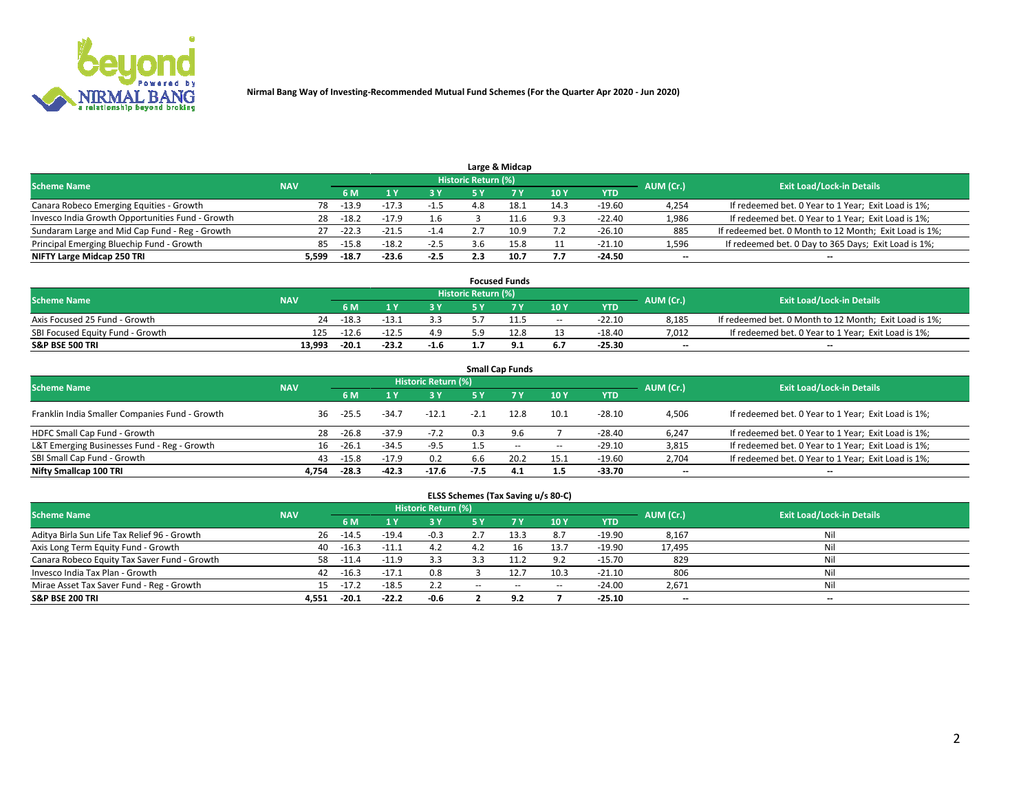Nirmal Bang Way of Investing-Recommended Mutual Fund Schemes (For the Quarter Apr 2020 - Jun 2020)

## Large & Midcap

| Scheme Name | NAV | Historic Return (%) | | | | | | | AUM (Cr.) | Exit Load/Lock-in Details |
|---|---|---|---|---|---|---|---|---|---|---|
| | | 6 M | 1 Y | 3 Y | 5 Y | 7 Y | 10 Y | YTD | | |
| Canara Robeco Emerging Equities - Growth | 78 | -13.9 | -17.3 | -1.5 | 4.8 | 18.1 | 14.3 | -19.60 | 4,254 | If redeemed bet. 0 Year to 1 Year; Exit Load is 1%; |
| Invesco India Growth Opportunities Fund - Growth | 28 | -18.2 | -17.9 | 1.6 | 3 | 11.6 | 9.3 | -22.40 | 1,986 | If redeemed bet. 0 Year to 1 Year; Exit Load is 1%; |
| Sundaram Large and Mid Cap Fund - Reg - Growth | 27 | -22.3 | -21.5 | -1.4 | 2.7 | 10.9 | 7.2 | -26.10 | 885 | If redeemed bet. 0 Month to 12 Month; Exit Load is 1%; |
| Principal Emerging Bluechip Fund - Growth | 85 | -15.8 | -18.2 | -2.5 | 3.6 | 15.8 | 11 | -21.10 | 1,596 | If redeemed bet. 0 Day to 365 Days; Exit Load is 1%; |
| **NIFTY Large Midcap 250 TRI** | **5,599** | **-18.7** | **-23.6** | **-2.5** | **2.3** | **10.7** | **7.7** | **-24.50** | **--** | **--** |

## Focused Funds

| Scheme Name | NAV | Historic Return (%) | | | | | | | AUM (Cr.) | Exit Load/Lock-in Details |
|---|---|---|---|---|---|---|---|---|---|---|
| | | 6 M | 1 Y | 3 Y | 5 Y | 7 Y | 10 Y | YTD | | |
| Axis Focused 25 Fund - Growth | 24 | -18.3 | -13.1 | 3.3 | 5.7 | 11.5 | -- | -22.10 | 8,185 | If redeemed bet. 0 Month to 12 Month; Exit Load is 1%; |
| SBI Focused Equity Fund - Growth | 125 | -12.6 | -12.5 | 4.9 | 5.9 | 12.8 | 13 | -18.40 | 7,012 | If redeemed bet. 0 Year to 1 Year; Exit Load is 1%; |
| **S&P BSE 500 TRI** | **13,993** | **-20.1** | **-23.2** | **-1.6** | **1.7** | **9.1** | **6.7** | **-25.30** | **--** | **--** |

## Small Cap Funds

| Scheme Name | NAV | Historic Return (%) | | | | | | | AUM (Cr.) | Exit Load/Lock-in Details |
|---|---|---|---|---|---|---|---|---|---|---|
| | | 6 M | 1 Y | 3 Y | 5 Y | 7 Y | 10 Y | YTD | | |
| Franklin India Smaller Companies Fund - Growth | 36 | -25.5 | -34.7 | -12.1 | -2.1 | 12.8 | 10.1 | -28.10 | 4,506 | If redeemed bet. 0 Year to 1 Year; Exit Load is 1%; |
| HDFC Small Cap Fund - Growth | 28 | -26.8 | -37.9 | -7.2 | 0.3 | 9.6 | 7 | -28.40 | 6,247 | If redeemed bet. 0 Year to 1 Year; Exit Load is 1%; |
| L&T Emerging Businesses Fund - Reg - Growth | 16 | -26.1 | -34.5 | -9.5 | 1.5 | -- | -- | -29.10 | 3,815 | If redeemed bet. 0 Year to 1 Year; Exit Load is 1%; |
| SBI Small Cap Fund - Growth | 43 | -15.8 | -17.9 | 0.2 | 6.6 | 20.2 | 15.1 | -19.60 | 2,704 | If redeemed bet. 0 Year to 1 Year; Exit Load is 1%; |
| **Nifty Smallcap 100 TRI** | **4,754** | **-28.3** | **-42.3** | **-17.6** | **-7.5** | **4.1** | **1.5** | **-33.70** | **--** | **--** |

## ELSS Schemes (Tax Saving u/s 80-C)

| Scheme Name | NAV | Historic Return (%) | | | | | | | AUM (Cr.) | Exit Load/Lock-in Details |
|---|---|---|---|---|---|---|---|---|---|---|
| | | 6 M | 1 Y | 3 Y | 5 Y | 7 Y | 10 Y | YTD | | |
| Aditya Birla Sun Life Tax Relief 96 - Growth | 26 | -14.5 | -19.4 | -0.3 | 2.7 | 13.3 | 8.7 | -19.90 | 8,167 | Nil |
| Axis Long Term Equity Fund - Growth | 40 | -16.3 | -11.1 | 4.2 | 4.2 | 16 | 13.7 | -19.90 | 17,495 | Nil |
| Canara Robeco Equity Tax Saver Fund - Growth | 58 | -11.4 | -11.9 | 3.3 | 3.3 | 11.2 | 9.2 | -15.70 | 829 | Nil |
| Invesco India Tax Plan - Growth | 42 | -16.3 | -17.1 | 0.8 | 3 | 12.7 | 10.3 | -21.10 | 806 | Nil |
| Mirae Asset Tax Saver Fund - Reg - Growth | 15 | -17.2 | -18.5 | 2.2 | -- | -- | -- | -24.00 | 2,671 | Nil |
| **S&P BSE 200 TRI** | **4,551** | **-20.1** | **-22.2** | **-0.6** | **2** | **9.2** | **7** | **-25.10** | **--** | **--** |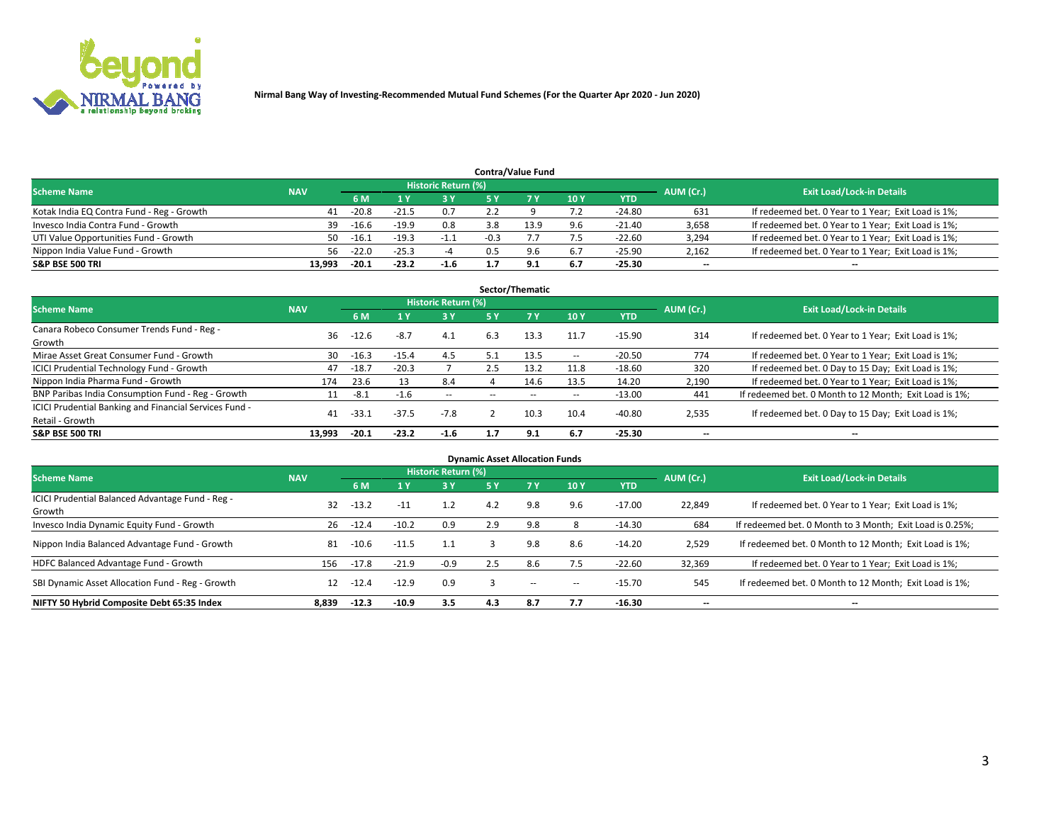**Nirmal Bang Way of Investing-Recommended Mutual Fund Schemes (For the Quarter Apr 2020 - Jun 2020)**

### Contra/Value Fund

| Scheme Name | NAV | Historic Return (%) | | | | | | | AUM (Cr.) | Exit Load/Lock-in Details |
|---|---|---|---|---|---|---|---|---|---|---|
| | | 6 M | 1 Y | 3 Y | 5 Y | 7 Y | 10 Y | YTD | | |
| Kotak India EQ Contra Fund - Reg - Growth | 41 | -20.8 | -21.5 | 0.7 | 2.2 | 9 | 7.2 | -24.80 | 631 | If redeemed bet. 0 Year to 1 Year; Exit Load is 1%; |
| Invesco India Contra Fund - Growth | 39 | -16.6 | -19.9 | 0.8 | 3.8 | 13.9 | 9.6 | -21.40 | 3,658 | If redeemed bet. 0 Year to 1 Year; Exit Load is 1%; |
| UTI Value Opportunities Fund - Growth | 50 | -16.1 | -19.3 | -1.1 | -0.3 | 7.7 | 7.5 | -22.60 | 3,294 | If redeemed bet. 0 Year to 1 Year; Exit Load is 1%; |
| Nippon India Value Fund - Growth | 56 | -22.0 | -25.3 | -4 | 0.5 | 9.6 | 6.7 | -25.90 | 2,162 | If redeemed bet. 0 Year to 1 Year; Exit Load is 1%; |
| **S&P BSE 500 TRI** | **13,993** | **-20.1** | **-23.2** | **-1.6** | **1.7** | **9.1** | **6.7** | **-25.30** | **--** | **--** |

### Sector/Thematic

| Scheme Name | NAV | Historic Return (%) | | | | | | | AUM (Cr.) | Exit Load/Lock-in Details |
|---|---|---|---|---|---|---|---|---|---|---|
| | | 6 M | 1 Y | 3 Y | 5 Y | 7 Y | 10 Y | YTD | | |
| Canara Robeco Consumer Trends Fund - Reg - Growth | 36 | -12.6 | -8.7 | 4.1 | 6.3 | 13.3 | 11.7 | -15.90 | 314 | If redeemed bet. 0 Year to 1 Year; Exit Load is 1%; |
| Mirae Asset Great Consumer Fund - Growth | 30 | -16.3 | -15.4 | 4.5 | 5.1 | 13.5 | -- | -20.50 | 774 | If redeemed bet. 0 Year to 1 Year; Exit Load is 1%; |
| ICICI Prudential Technology Fund - Growth | 47 | -18.7 | -20.3 | 7 | 2.5 | 13.2 | 11.8 | -18.60 | 320 | If redeemed bet. 0 Day to 15 Day; Exit Load is 1%; |
| Nippon India Pharma Fund - Growth | 174 | 23.6 | 13 | 8.4 | 4 | 14.6 | 13.5 | 14.20 | 2,190 | If redeemed bet. 0 Year to 1 Year; Exit Load is 1%; |
| BNP Paribas India Consumption Fund - Reg - Growth | 11 | -8.1 | -1.6 | -- | -- | -- | -- | -13.00 | 441 | If redeemed bet. 0 Month to 12 Month; Exit Load is 1%; |
| ICICI Prudential Banking and Financial Services Fund - Retail - Growth | 41 | -33.1 | -37.5 | -7.8 | 2 | 10.3 | 10.4 | -40.80 | 2,535 | If redeemed bet. 0 Day to 15 Day; Exit Load is 1%; |
| **S&P BSE 500 TRI** | **13,993** | **-20.1** | **-23.2** | **-1.6** | **1.7** | **9.1** | **6.7** | **-25.30** | **--** | **--** |

### Dynamic Asset Allocation Funds

| Scheme Name | NAV | Historic Return (%) | | | | | | | AUM (Cr.) | Exit Load/Lock-in Details |
|---|---|---|---|---|---|---|---|---|---|---|
| | | 6 M | 1 Y | 3 Y | 5 Y | 7 Y | 10 Y | YTD | | |
| ICICI Prudential Balanced Advantage Fund - Reg - Growth | 32 | -13.2 | -11 | 1.2 | 4.2 | 9.8 | 9.6 | -17.00 | 22,849 | If redeemed bet. 0 Year to 1 Year; Exit Load is 1%; |
| Invesco India Dynamic Equity Fund - Growth | 26 | -12.4 | -10.2 | 0.9 | 2.9 | 9.8 | 8 | -14.30 | 684 | If redeemed bet. 0 Month to 3 Month; Exit Load is 0.25%; |
| Nippon India Balanced Advantage Fund - Growth | 81 | -10.6 | -11.5 | 1.1 | 3 | 9.8 | 8.6 | -14.20 | 2,529 | If redeemed bet. 0 Month to 12 Month; Exit Load is 1%; |
| HDFC Balanced Advantage Fund - Growth | 156 | -17.8 | -21.9 | -0.9 | 2.5 | 8.6 | 7.5 | -22.60 | 32,369 | If redeemed bet. 0 Year to 1 Year; Exit Load is 1%; |
| SBI Dynamic Asset Allocation Fund - Reg - Growth | 12 | -12.4 | -12.9 | 0.9 | 3 | -- | -- | -15.70 | 545 | If redeemed bet. 0 Month to 12 Month; Exit Load is 1%; |
| **NIFTY 50 Hybrid Composite Debt 65:35 Index** | **8,839** | **-12.3** | **-10.9** | **3.5** | **4.3** | **8.7** | **7.7** | **-16.30** | **--** | **--** |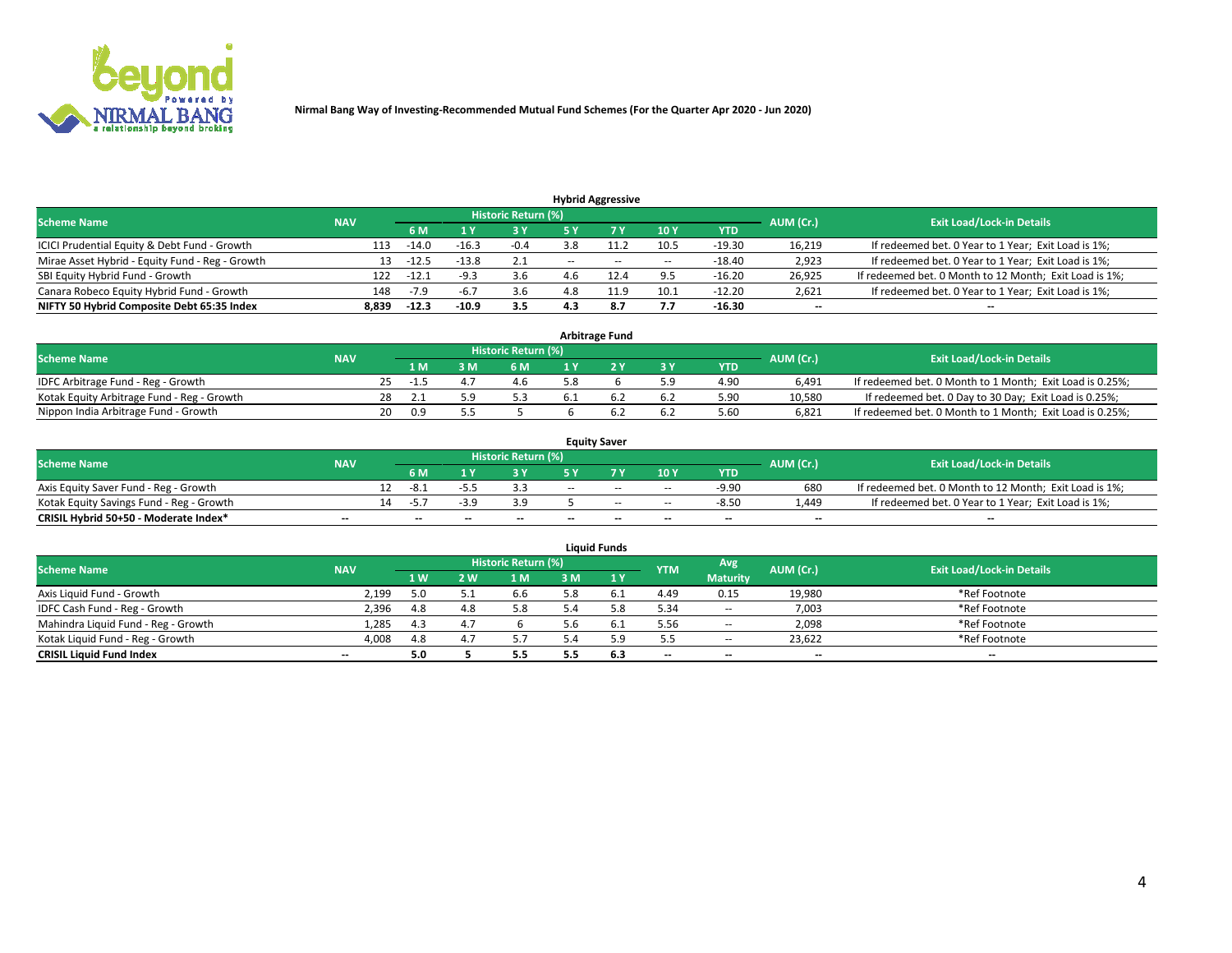Nirmal Bang Way of Investing-Recommended Mutual Fund Schemes (For the Quarter Apr 2020 - Jun 2020)

## Hybrid Aggressive

| Scheme Name | NAV | Historic Return (%) | | | | | | | AUM (Cr.) | Exit Load/Lock-in Details |
|---|---|---|---|---|---|---|---|---|---|---|
| | | 6 M | 1 Y | 3 Y | 5 Y | 7 Y | 10 Y | YTD | | |
| ICICI Prudential Equity & Debt Fund - Growth | 113 | -14.0 | -16.3 | -0.4 | 3.8 | 11.2 | 10.5 | -19.30 | 16,219 | If redeemed bet. 0 Year to 1 Year; Exit Load is 1%; |
| Mirae Asset Hybrid - Equity Fund - Reg - Growth | 13 | -12.5 | -13.8 | 2.1 | -- | -- | -- | -18.40 | 2,923 | If redeemed bet. 0 Year to 1 Year; Exit Load is 1%; |
| SBI Equity Hybrid Fund - Growth | 122 | -12.1 | -9.3 | 3.6 | 4.6 | 12.4 | 9.5 | -16.20 | 26,925 | If redeemed bet. 0 Month to 12 Month; Exit Load is 1%; |
| Canara Robeco Equity Hybrid Fund - Growth | 148 | -7.9 | -6.7 | 3.6 | 4.8 | 11.9 | 10.1 | -12.20 | 2,621 | If redeemed bet. 0 Year to 1 Year; Exit Load is 1%; |
| **NIFTY 50 Hybrid Composite Debt 65:35 Index** | **8,839** | **-12.3** | **-10.9** | **3.5** | **4.3** | **8.7** | **7.7** | **-16.30** | **--** | **--** |

## Arbitrage Fund

| Scheme Name | NAV | Historic Return (%) | | | | | | | AUM (Cr.) | Exit Load/Lock-in Details |
|---|---|---|---|---|---|---|---|---|---|---|
| | | 1 M | 3 M | 6 M | 1 Y | 2 Y | 3 Y | YTD | | |
| IDFC Arbitrage Fund - Reg - Growth | 25 | -1.5 | 4.7 | 4.6 | 5.8 | 6 | 5.9 | 4.90 | 6,491 | If redeemed bet. 0 Month to 1 Month; Exit Load is 0.25%; |
| Kotak Equity Arbitrage Fund - Reg - Growth | 28 | 2.1 | 5.9 | 5.3 | 6.1 | 6.2 | 6.2 | 5.90 | 10,580 | If redeemed bet. 0 Day to 30 Day; Exit Load is 0.25%; |
| Nippon India Arbitrage Fund - Growth | 20 | 0.9 | 5.5 | 5 | 6 | 6.2 | 6.2 | 5.60 | 6,821 | If redeemed bet. 0 Month to 1 Month; Exit Load is 0.25%; |

## Equity Saver

| Scheme Name | NAV | Historic Return (%) | | | | | | | AUM (Cr.) | Exit Load/Lock-in Details |
|---|---|---|---|---|---|---|---|---|---|---|
| | | 6 M | 1 Y | 3 Y | 5 Y | 7 Y | 10 Y | YTD | | |
| Axis Equity Saver Fund - Reg - Growth | 12 | -8.1 | -5.5 | 3.3 | -- | -- | -- | -9.90 | 680 | If redeemed bet. 0 Month to 12 Month; Exit Load is 1%; |
| Kotak Equity Savings Fund - Reg - Growth | 14 | -5.7 | -3.9 | 3.9 | 5 | -- | -- | -8.50 | 1,449 | If redeemed bet. 0 Year to 1 Year; Exit Load is 1%; |
| **CRISIL Hybrid 50+50 - Moderate Index*** | **--** | **--** | **--** | **--** | **--** | **--** | **--** | **--** | **--** | **--** |

## Liquid Funds

| Scheme Name | NAV | Historic Return (%) | | | | | YTM | Avg Maturity | AUM (Cr.) | Exit Load/Lock-in Details |
|---|---|---|---|---|---|---|---|---|---|---|
| | | 1 W | 2 W | 1 M | 3 M | 1 Y | | | | |
| Axis Liquid Fund - Growth | 2,199 | 5.0 | 5.1 | 6.6 | 5.8 | 6.1 | 4.49 | 0.15 | 19,980 | *Ref Footnote |
| IDFC Cash Fund - Reg - Growth | 2,396 | 4.8 | 4.8 | 5.8 | 5.4 | 5.8 | 5.34 | -- | 7,003 | *Ref Footnote |
| Mahindra Liquid Fund - Reg - Growth | 1,285 | 4.3 | 4.7 | 6 | 5.6 | 6.1 | 5.56 | -- | 2,098 | *Ref Footnote |
| Kotak Liquid Fund - Reg - Growth | 4,008 | 4.8 | 4.7 | 5.7 | 5.4 | 5.9 | 5.5 | -- | 23,622 | *Ref Footnote |
| **CRISIL Liquid Fund Index** | **--** | **5.0** | **5** | **5.5** | **5.5** | **6.3** | **--** | **--** | **--** | **--** |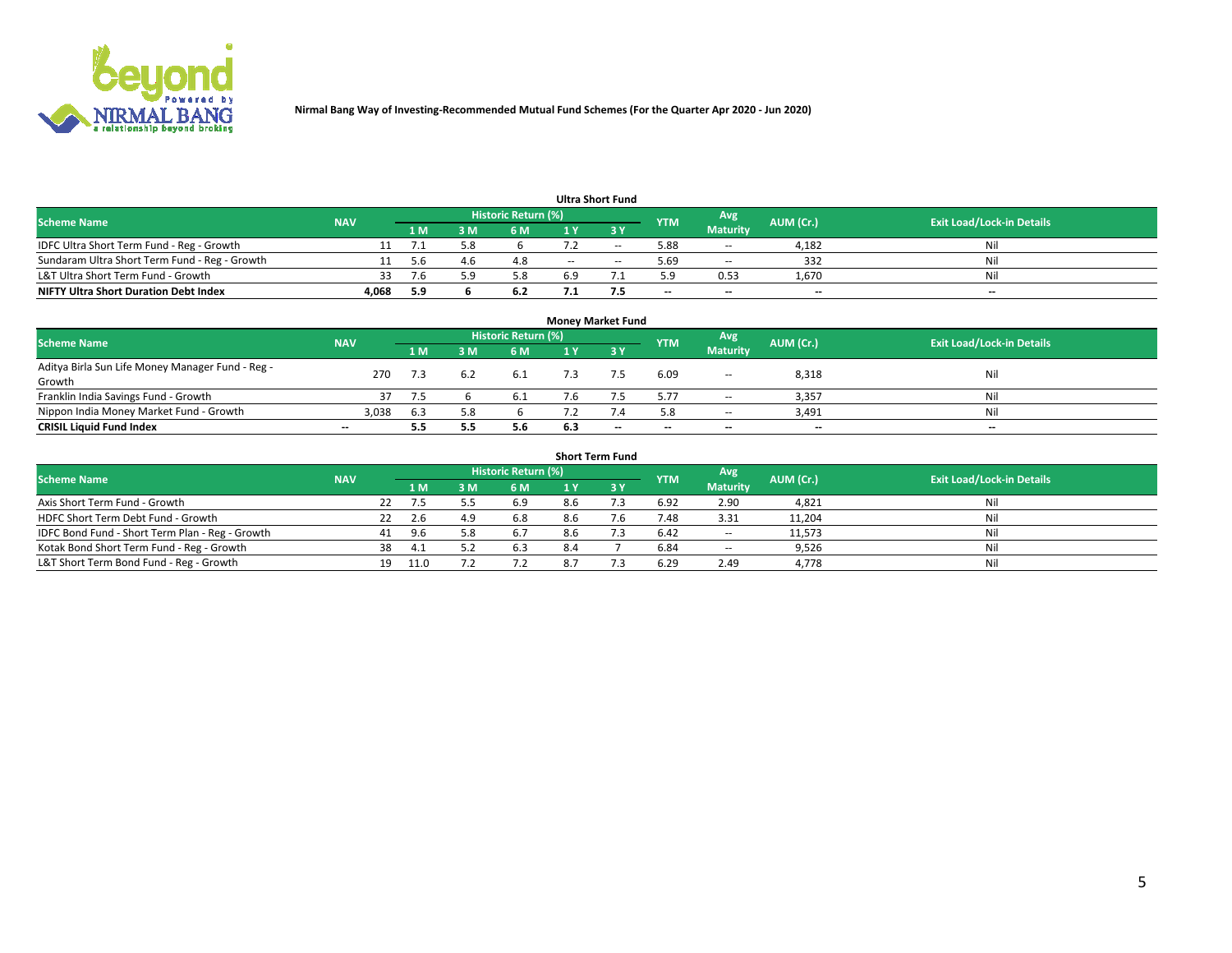Nirmal Bang Way of Investing-Recommended Mutual Fund Schemes (For the Quarter Apr 2020 - Jun 2020)

### Ultra Short Fund

| Scheme Name | NAV | Historic Return (%) | | | | | YTM | Avg Maturity | AUM (Cr.) | Exit Load/Lock-in Details |
|---|---|---|---|---|---|---|---|---|---|---|
| | | 1 M | 3 M | 6 M | 1 Y | 3 Y | | | | |
| IDFC Ultra Short Term Fund - Reg - Growth | 11 | 7.1 | 5.8 | 6 | 7.2 | -- | 5.88 | -- | 4,182 | Nil |
| Sundaram Ultra Short Term Fund - Reg - Growth | 11 | 5.6 | 4.6 | 4.8 | -- | -- | 5.69 | -- | 332 | Nil |
| L&T Ultra Short Term Fund - Growth | 33 | 7.6 | 5.9 | 5.8 | 6.9 | 7.1 | 5.9 | 0.53 | 1,670 | Nil |
| **NIFTY Ultra Short Duration Debt Index** | **4,068** | **5.9** | **6** | **6.2** | **7.1** | **7.5** | **--** | **--** | **--** | **--** |

### Money Market Fund

| Scheme Name | NAV | Historic Return (%) | | | | | YTM | Avg Maturity | AUM (Cr.) | Exit Load/Lock-in Details |
|---|---|---|---|---|---|---|---|---|---|---|
| | | 1 M | 3 M | 6 M | 1 Y | 3 Y | | | | |
| Aditya Birla Sun Life Money Manager Fund - Reg - Growth | 270 | 7.3 | 6.2 | 6.1 | 7.3 | 7.5 | 6.09 | -- | 8,318 | Nil |
| Franklin India Savings Fund - Growth | 37 | 7.5 | 6 | 6.1 | 7.6 | 7.5 | 5.77 | -- | 3,357 | Nil |
| Nippon India Money Market Fund - Growth | 3,038 | 6.3 | 5.8 | 6 | 7.2 | 7.4 | 5.8 | -- | 3,491 | Nil |
| **CRISIL Liquid Fund Index** | **--** | **5.5** | **5.5** | **5.6** | **6.3** | **--** | **--** | **--** | **--** | **--** |

### Short Term Fund

| Scheme Name | NAV | Historic Return (%) | | | | | YTM | Avg Maturity | AUM (Cr.) | Exit Load/Lock-in Details |
|---|---|---|---|---|---|---|---|---|---|---|
| | | 1 M | 3 M | 6 M | 1 Y | 3 Y | | | | |
| Axis Short Term Fund - Growth | 22 | 7.5 | 5.5 | 6.9 | 8.6 | 7.3 | 6.92 | 2.90 | 4,821 | Nil |
| HDFC Short Term Debt Fund - Growth | 22 | 2.6 | 4.9 | 6.8 | 8.6 | 7.6 | 7.48 | 3.31 | 11,204 | Nil |
| IDFC Bond Fund - Short Term Plan - Reg - Growth | 41 | 9.6 | 5.8 | 6.7 | 8.6 | 7.3 | 6.42 | -- | 11,573 | Nil |
| Kotak Bond Short Term Fund - Reg - Growth | 38 | 4.1 | 5.2 | 6.3 | 8.4 | 7 | 6.84 | -- | 9,526 | Nil |
| L&T Short Term Bond Fund - Reg - Growth | 19 | 11.0 | 7.2 | 7.2 | 8.7 | 7.3 | 6.29 | 2.49 | 4,778 | Nil |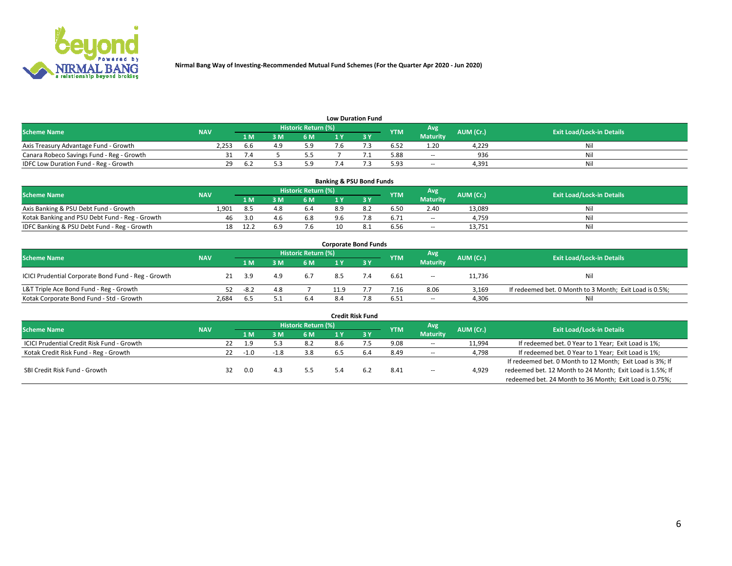Nirmal Bang Way of Investing-Recommended Mutual Fund Schemes (For the Quarter Apr 2020 - Jun 2020)

### Low Duration Fund

| Scheme Name | NAV | Historic Return (%) | | | | | YTM | Avg Maturity | AUM (Cr.) | Exit Load/Lock-in Details |
|---|---|---|---|---|---|---|---|---|---|---|
| | | 1 M | 3 M | 6 M | 1 Y | 3 Y | | | | |
| Axis Treasury Advantage Fund - Growth | 2,253 | 6.6 | 4.9 | 5.9 | 7.6 | 7.3 | 6.52 | 1.20 | 4,229 | Nil |
| Canara Robeco Savings Fund - Reg - Growth | 31 | 7.4 | 5 | 5.5 | 7 | 7.1 | 5.88 | -- | 936 | Nil |
| IDFC Low Duration Fund - Reg - Growth | 29 | 6.2 | 5.3 | 5.9 | 7.4 | 7.3 | 5.93 | -- | 4,391 | Nil |

### Banking & PSU Bond Funds

| Scheme Name | NAV | Historic Return (%) | | | | | YTM | Avg Maturity | AUM (Cr.) | Exit Load/Lock-in Details |
|---|---|---|---|---|---|---|---|---|---|---|
| | | 1 M | 3 M | 6 M | 1 Y | 3 Y | | | | |
| Axis Banking & PSU Debt Fund - Growth | 1,901 | 8.5 | 4.8 | 6.4 | 8.9 | 8.2 | 6.50 | 2.40 | 13,089 | Nil |
| Kotak Banking and PSU Debt Fund - Reg - Growth | 46 | 3.0 | 4.6 | 6.8 | 9.6 | 7.8 | 6.71 | -- | 4,759 | Nil |
| IDFC Banking & PSU Debt Fund - Reg - Growth | 18 | 12.2 | 6.9 | 7.6 | 10 | 8.1 | 6.56 | -- | 13,751 | Nil |

### Corporate Bond Funds

| Scheme Name | NAV | Historic Return (%) | | | | | YTM | Avg Maturity | AUM (Cr.) | Exit Load/Lock-in Details |
|---|---|---|---|---|---|---|---|---|---|---|
| | | 1 M | 3 M | 6 M | 1 Y | 3 Y | | | | |
| ICICI Prudential Corporate Bond Fund - Reg - Growth | 21 | 3.9 | 4.9 | 6.7 | 8.5 | 7.4 | 6.61 | -- | 11,736 | Nil |
| L&T Triple Ace Bond Fund - Reg - Growth | 52 | -8.2 | 4.8 | 7 | 11.9 | 7.7 | 7.16 | 8.06 | 3,169 | If redeemed bet. 0 Month to 3 Month; Exit Load is 0.5%; |
| Kotak Corporate Bond Fund - Std - Growth | 2,684 | 6.5 | 5.1 | 6.4 | 8.4 | 7.8 | 6.51 | -- | 4,306 | Nil |

### Credit Risk Fund

| Scheme Name | NAV | Historic Return (%) | | | | | YTM | Avg Maturity | AUM (Cr.) | Exit Load/Lock-in Details |
|---|---|---|---|---|---|---|---|---|---|---|
| | | 1 M | 3 M | 6 M | 1 Y | 3 Y | | | | |
| ICICI Prudential Credit Risk Fund - Growth | 22 | 1.9 | 5.3 | 8.2 | 8.6 | 7.5 | 9.08 | -- | 11,994 | If redeemed bet. 0 Year to 1 Year; Exit Load is 1%; |
| Kotak Credit Risk Fund - Reg - Growth | 22 | -1.0 | -1.8 | 3.8 | 6.5 | 6.4 | 8.49 | -- | 4,798 | If redeemed bet. 0 Year to 1 Year; Exit Load is 1%; |
| SBI Credit Risk Fund - Growth | 32 | 0.0 | 4.3 | 5.5 | 5.4 | 6.2 | 8.41 | -- | 4,929 | If redeemed bet. 0 Month to 12 Month; Exit Load is 3%; If redeemed bet. 12 Month to 24 Month; Exit Load is 1.5%; If redeemed bet. 24 Month to 36 Month; Exit Load is 0.75%; |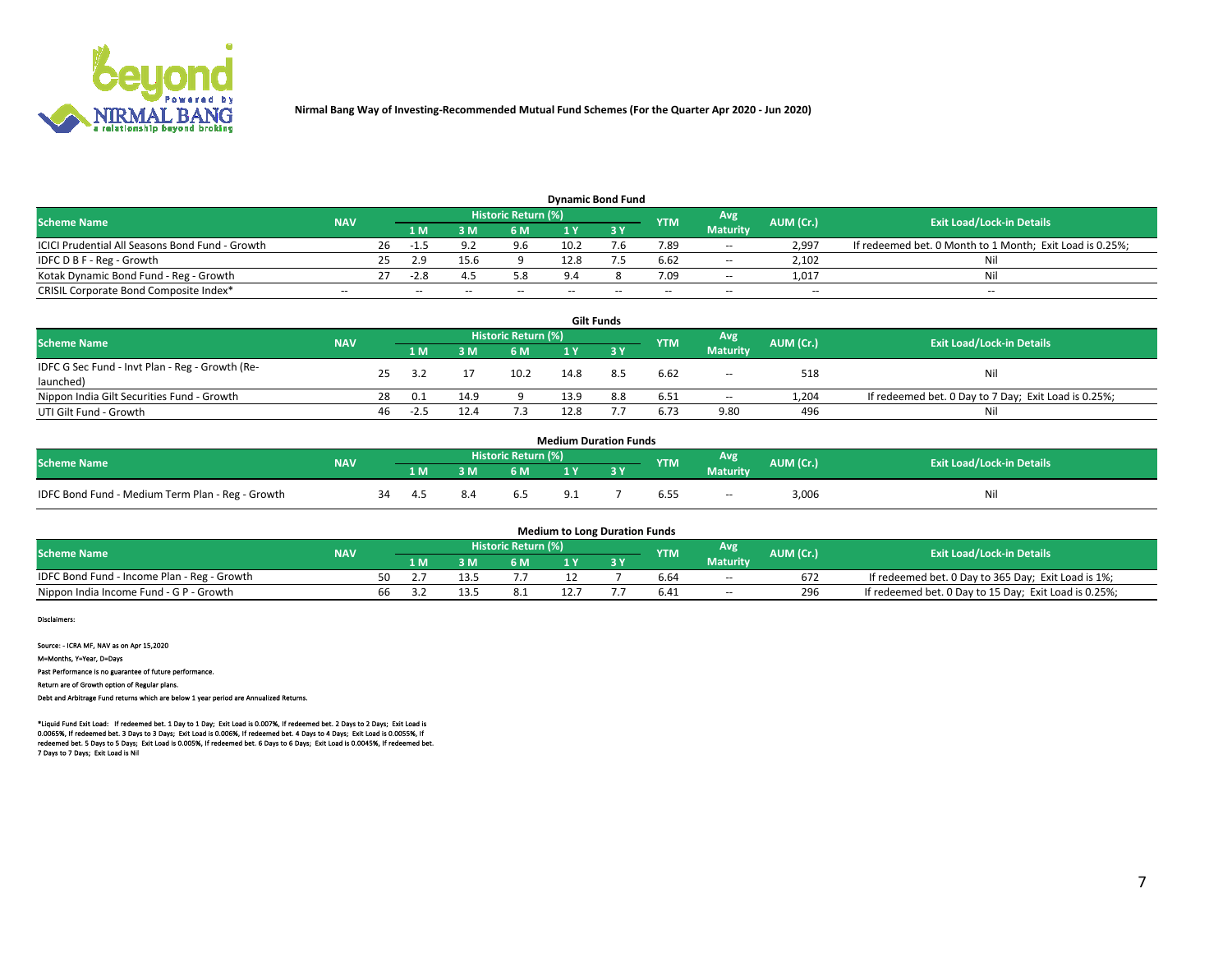Nirmal Bang Way of Investing-Recommended Mutual Fund Schemes (For the Quarter Apr 2020 - Jun 2020)

## Dynamic Bond Fund

| Scheme Name | NAV | Historic Return (%) | | | | | YTM | Avg Maturity | AUM (Cr.) | Exit Load/Lock-in Details |
|---|---|---|---|---|---|---|---|---|---|---|
| | | 1 M | 3 M | 6 M | 1 Y | 3 Y | | | | |
| ICICI Prudential All Seasons Bond Fund - Growth | 26 | -1.5 | 9.2 | 9.6 | 10.2 | 7.6 | 7.89 | -- | 2,997 | If redeemed bet. 0 Month to 1 Month; Exit Load is 0.25%; |
| IDFC D B F - Reg - Growth | 25 | 2.9 | 15.6 | 9 | 12.8 | 7.5 | 6.62 | -- | 2,102 | Nil |
| Kotak Dynamic Bond Fund - Reg - Growth | 27 | -2.8 | 4.5 | 5.8 | 9.4 | 8 | 7.09 | -- | 1,017 | Nil |
| CRISIL Corporate Bond Composite Index* | -- | -- | -- | -- | -- | -- | -- | -- | -- | -- |

## Gilt Funds

| Scheme Name | NAV | Historic Return (%) | | | | | YTM | Avg Maturity | AUM (Cr.) | Exit Load/Lock-in Details |
|---|---|---|---|---|---|---|---|---|---|---|
| | | 1 M | 3 M | 6 M | 1 Y | 3 Y | | | | |
| IDFC G Sec Fund - Invt Plan - Reg - Growth (Re-launched) | 25 | 3.2 | 17 | 10.2 | 14.8 | 8.5 | 6.62 | -- | 518 | Nil |
| Nippon India Gilt Securities Fund - Growth | 28 | 0.1 | 14.9 | 9 | 13.9 | 8.8 | 6.51 | -- | 1,204 | If redeemed bet. 0 Day to 7 Day; Exit Load is 0.25%; |
| UTI Gilt Fund - Growth | 46 | -2.5 | 12.4 | 7.3 | 12.8 | 7.7 | 6.73 | 9.80 | 496 | Nil |

## Medium Duration Funds

| Scheme Name | NAV | Historic Return (%) | | | | | YTM | Avg Maturity | AUM (Cr.) | Exit Load/Lock-in Details |
|---|---|---|---|---|---|---|---|---|---|---|
| | | 1 M | 3 M | 6 M | 1 Y | 3 Y | | | | |
| IDFC Bond Fund - Medium Term Plan - Reg - Growth | 34 | 4.5 | 8.4 | 6.5 | 9.1 | 7 | 6.55 | -- | 3,006 | Nil |

## Medium to Long Duration Funds

| Scheme Name | NAV | Historic Return (%) | | | | | YTM | Avg Maturity | AUM (Cr.) | Exit Load/Lock-in Details |
|---|---|---|---|---|---|---|---|---|---|---|
| | | 1 M | 3 M | 6 M | 1 Y | 3 Y | | | | |
| IDFC Bond Fund - Income Plan - Reg - Growth | 50 | 2.7 | 13.5 | 7.7 | 12 | 7 | 6.64 | -- | 672 | If redeemed bet. 0 Day to 365 Day; Exit Load is 1%; |
| Nippon India Income Fund - G P - Growth | 66 | 3.2 | 13.5 | 8.1 | 12.7 | 7.7 | 6.41 | -- | 296 | If redeemed bet. 0 Day to 15 Day; Exit Load is 0.25%; |

Disclaimers:

Source: - ICRA MF, NAV as on Apr 15,2020

M=Months, Y=Year, D=Days

Past Performance is no guarantee of future performance.

Return are of Growth option of Regular plans.

Debt and Arbitrage Fund returns which are below 1 year period are Annualized Returns.

*Liquid Fund Exit Load: If redeemed bet. 1 Day to 1 Day; Exit Load is 0.007%, If redeemed bet. 2 Days to 2 Days; Exit Load is 0.0065%, If redeemed bet. 3 Days to 3 Days; Exit Load is 0.006%, If redeemed bet. 4 Days to 4 Days; Exit Load is 0.0055%, If redeemed bet. 5 Days to 5 Days; Exit Load is 0.005%, If redeemed bet. 6 Days to 6 Days; Exit Load is 0.0045%, If redeemed bet. 7 Days to 7 Days; Exit Load is Nil